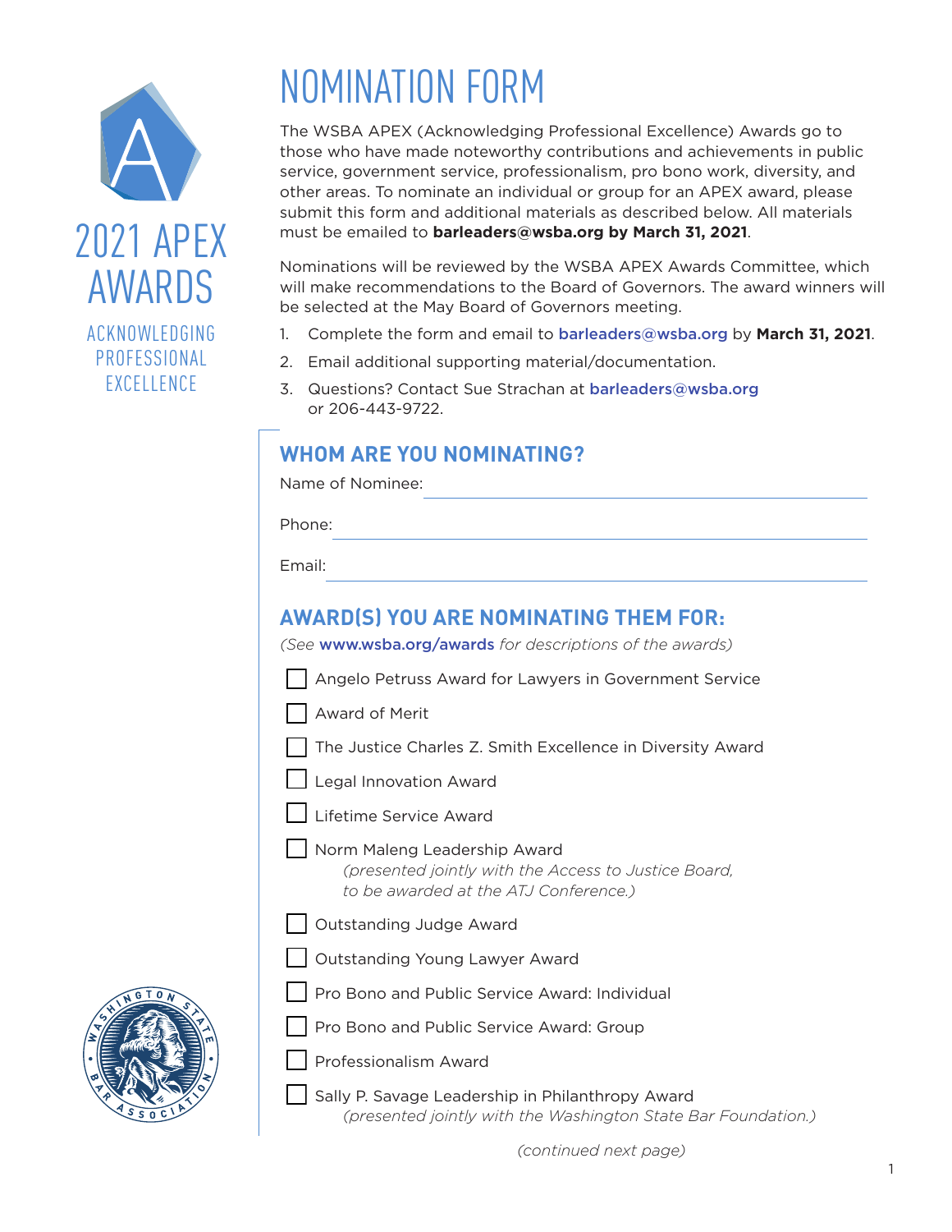2021 APEX AWARDS

ACKNOWLEDGING PROFESSIONAL EXCELLENCE

# NOMINATION FORM

The WSBA APEX (Acknowledging Professional Excellence) Awards go to those who have made noteworthy contributions and achievements in public service, government service, professionalism, pro bono work, diversity, and other areas. To nominate an individual or group for an APEX award, please submit this form and additional materials as described below. All materials must be emailed to **barleaders@wsba.org by March 31, 2021**.

Nominations will be reviewed by the WSBA APEX Awards Committee, which will make recommendations to the Board of Governors. The award winners will be selected at the May Board of Governors meeting.

1. Complete the form and email to barleaders@wsba.org by **March 31, 2021**.
2. Email additional supporting material/documentation.
3. Questions? Contact Sue Strachan at barleaders@wsba.org or 206-443-9722.

## WHOM ARE YOU NOMINATING?

Name of Nominee: ______________________

Phone: ______________________

Email: ______________________

## AWARD(S) YOU ARE NOMINATING THEM FOR:

*(See* www.wsba.org/awards *for descriptions of the awards)*

- ☐ Angelo Petruss Award for Lawyers in Government Service
- ☐ Award of Merit
- ☐ The Justice Charles Z. Smith Excellence in Diversity Award
- ☐ Legal Innovation Award
- ☐ Lifetime Service Award
- ☐ Norm Maleng Leadership Award
  *(presented jointly with the Access to Justice Board, to be awarded at the ATJ Conference.)*
- ☐ Outstanding Judge Award
- ☐ Outstanding Young Lawyer Award
- ☐ Pro Bono and Public Service Award: Individual
- ☐ Pro Bono and Public Service Award: Group
- ☐ Professionalism Award
- ☐ Sally P. Savage Leadership in Philanthropy Award
  *(presented jointly with the Washington State Bar Foundation.)*

*(continued next page)*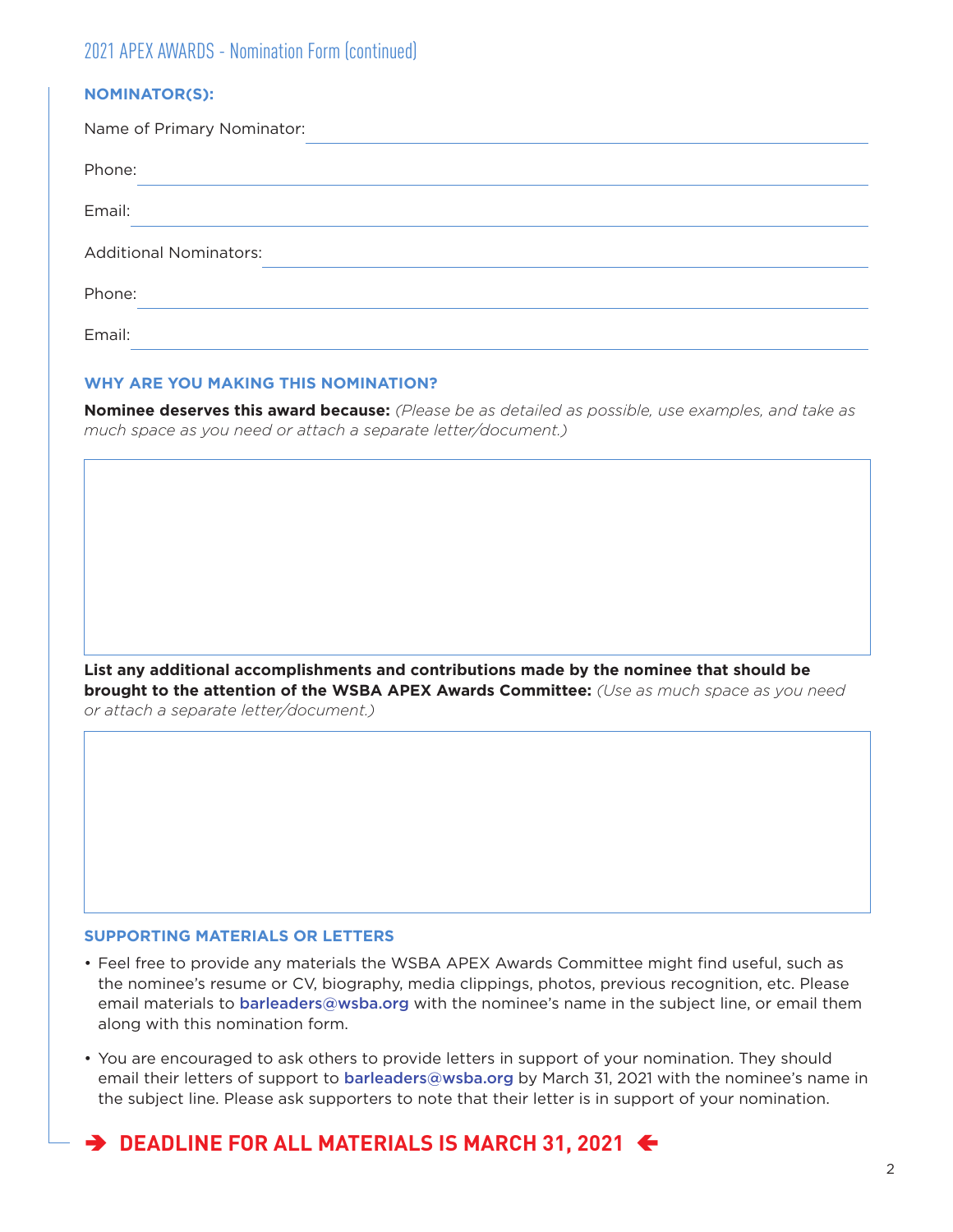## 2021 APEX AWARDS - Nomination Form (continued)

### NOMINATOR(S):

Name of Primary Nominator: \_\_\_\_\_\_\_\_\_\_\_\_\_\_\_\_\_\_\_\_

Phone: \_\_\_\_\_\_\_\_\_\_\_\_\_\_\_\_\_\_\_\_

Email: \_\_\_\_\_\_\_\_\_\_\_\_\_\_\_\_\_\_\_\_

Additional Nominators: \_\_\_\_\_\_\_\_\_\_\_\_\_\_\_\_\_\_\_\_

Phone: \_\_\_\_\_\_\_\_\_\_\_\_\_\_\_\_\_\_\_\_

Email: \_\_\_\_\_\_\_\_\_\_\_\_\_\_\_\_\_\_\_\_

### WHY ARE YOU MAKING THIS NOMINATION?

**Nominee deserves this award because:** *(Please be as detailed as possible, use examples, and take as much space as you need or attach a separate letter/document.)*

**List any additional accomplishments and contributions made by the nominee that should be brought to the attention of the WSBA APEX Awards Committee:** *(Use as much space as you need or attach a separate letter/document.)*

### SUPPORTING MATERIALS OR LETTERS

- Feel free to provide any materials the WSBA APEX Awards Committee might find useful, such as the nominee's resume or CV, biography, media clippings, photos, previous recognition, etc. Please email materials to barleaders@wsba.org with the nominee's name in the subject line, or email them along with this nomination form.
- You are encouraged to ask others to provide letters in support of your nomination. They should email their letters of support to barleaders@wsba.org by March 31, 2021 with the nominee's name in the subject line. Please ask supporters to note that their letter is in support of your nomination.

**➔ DEADLINE FOR ALL MATERIALS IS MARCH 31, 2021 ⬅**